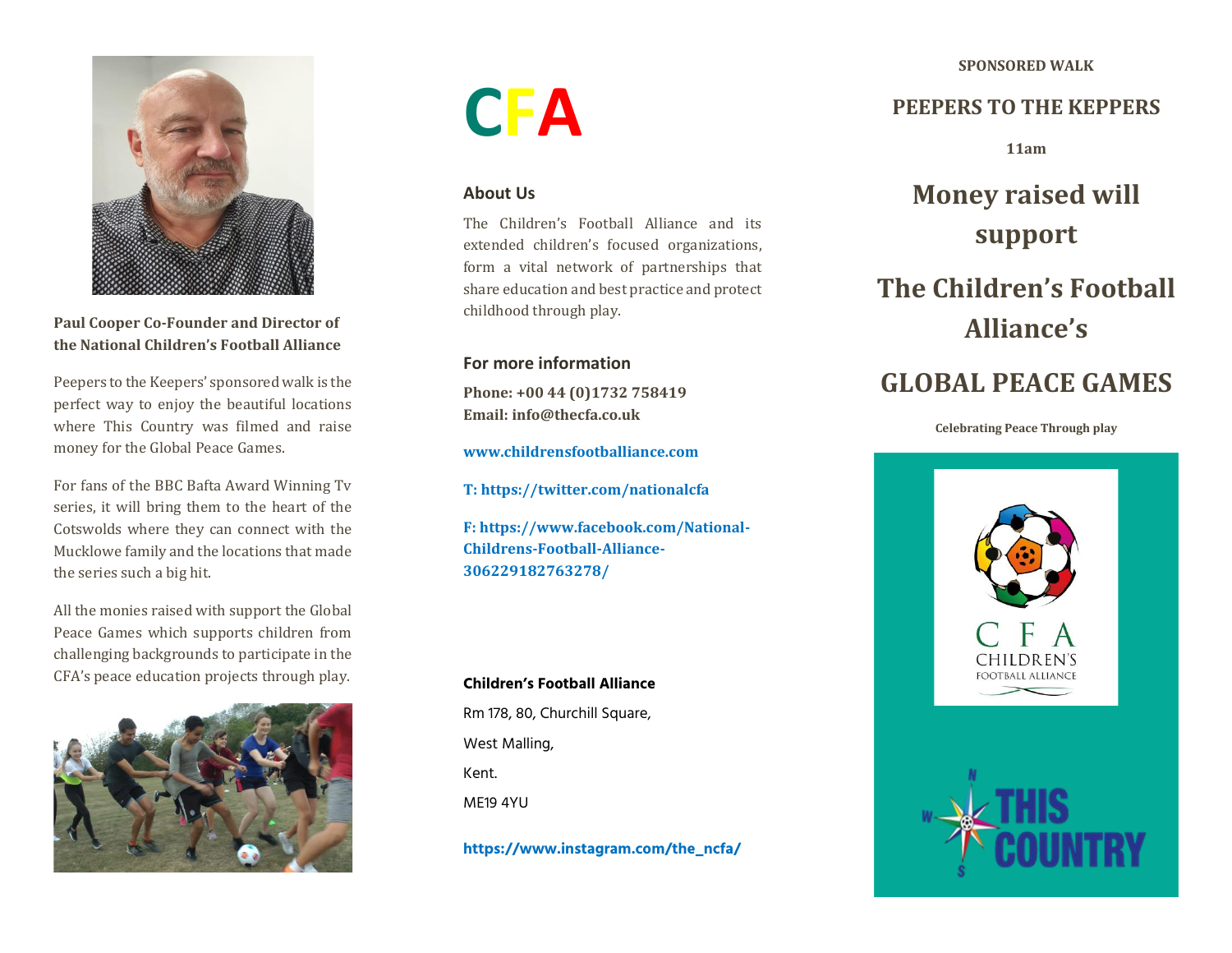**Paul Cooper Co-Founder and Director of the National Children's Football Alliance**

Peepers to the Keepers' sponsored walk is the perfect way to enjoy the beautiful locations where This Country was filmed and raise money for the Global Peace Games.

For fans of the BBC Bafta Award Winning Tv series, it will bring them to the heart of the Cotswolds where they can connect with the Mucklowe family and the locations that made the series such a big hit.

All the monies raised with support the Global Peace Games which supports children from challenging backgrounds to participate in the CFA's peace education projects through play.

# CFA

## About Us

The Children's Football Alliance and its extended children's focused organizations, form a vital network of partnerships that share education and best practice and protect childhood through play.

## For more information

**Phone: +00 44 (0)1732 758419**
**Email: info@thecfa.co.uk**

**www.childrensfootballiance.com**

**T: https://twitter.com/nationalcfa**

**F: https://www.facebook.com/National-Childrens-Football-Alliance-306229182763278/**

**Children's Football Alliance**

Rm 178, 80, Churchill Square,

West Malling,

Kent.

ME19 4YU

**https://www.instagram.com/the_ncfa/**

**SPONSORED WALK**

## PEEPERS TO THE KEPPERS

**11am**

# Money raised will support

# The Children's Football Alliance's

# GLOBAL PEACE GAMES

**Celebrating Peace Through play**

C F A
CHILDREN'S
FOOTBALL ALLIANCE

THIS COUNTRY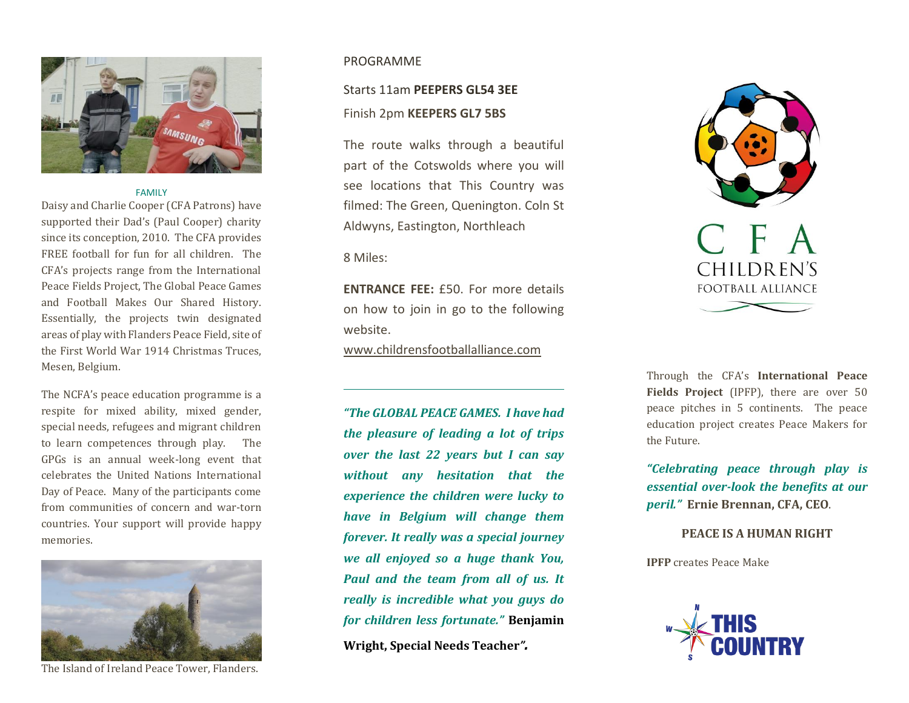FAMILY

Daisy and Charlie Cooper (CFA Patrons) have supported their Dad's (Paul Cooper) charity since its conception, 2010. The CFA provides FREE football for fun for all children. The CFA's projects range from the International Peace Fields Project, The Global Peace Games and Football Makes Our Shared History. Essentially, the projects twin designated areas of play with Flanders Peace Field, site of the First World War 1914 Christmas Truces, Mesen, Belgium.

The NCFA's peace education programme is a respite for mixed ability, mixed gender, special needs, refugees and migrant children to learn competences through play. The GPGs is an annual week-long event that celebrates the United Nations International Day of Peace. Many of the participants come from communities of concern and war-torn countries. Your support will provide happy memories.

The Island of Ireland Peace Tower, Flanders.

PROGRAMME

Starts 11am **PEEPERS GL54 3EE**

Finish 2pm **KEEPERS GL7 5BS**

The route walks through a beautiful part of the Cotswolds where you will see locations that This Country was filmed: The Green, Quenington. Coln St Aldwyns, Eastington, Northleach

8 Miles:

**ENTRANCE FEE:** £50. For more details on how to join in go to the following website.

www.childrensfootballalliance.com

---

***"The GLOBAL PEACE GAMES. I have had the pleasure of leading a lot of trips over the last 22 years but I can say without any hesitation that the experience the children were lucky to have in Belgium will change them forever. It really was a special journey we all enjoyed so a huge thank You, Paul and the team from all of us. It really is incredible what you guys do for children less fortunate."*** **Benjamin Wright, Special Needs Teacher*".***

CFA
CHILDREN'S
FOOTBALL ALLIANCE

Through the CFA's **International Peace Fields Project** (IPFP), there are over 50 peace pitches in 5 continents. The peace education project creates Peace Makers for the Future.

***"Celebrating peace through play is essential over-look the benefits at our peril."*** **Ernie Brennan, CFA, CEO**.

**PEACE IS A HUMAN RIGHT**

**IPFP** creates Peace Make

THIS COUNTRY